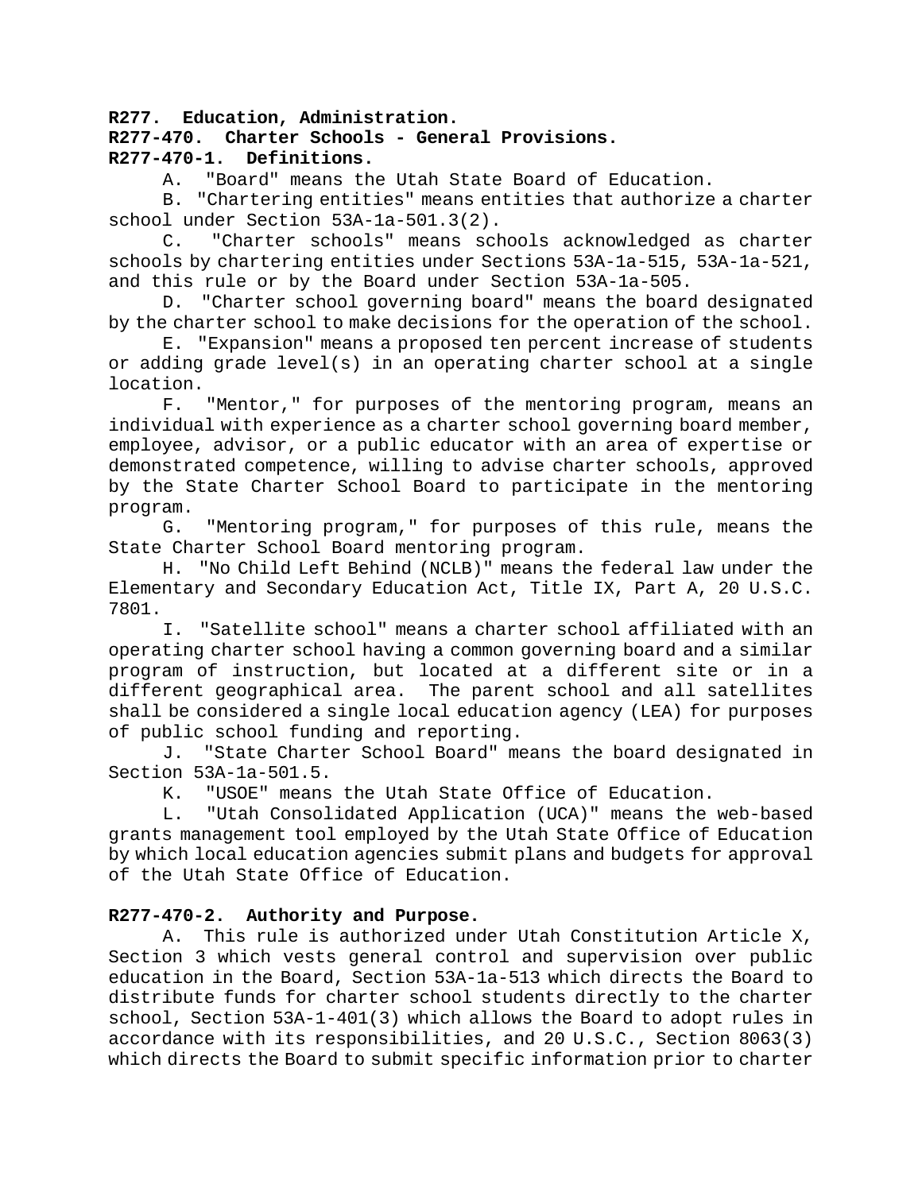**R277. Education, Administration.**
**R277-470. Charter Schools - General Provisions.**
**R277-470-1. Definitions.**

A. "Board" means the Utah State Board of Education.

B. "Chartering entities" means entities that authorize a charter school under Section 53A-1a-501.3(2).

C. "Charter schools" means schools acknowledged as charter schools by chartering entities under Sections 53A-1a-515, 53A-1a-521, and this rule or by the Board under Section 53A-1a-505.

D. "Charter school governing board" means the board designated by the charter school to make decisions for the operation of the school.

E. "Expansion" means a proposed ten percent increase of students or adding grade level(s) in an operating charter school at a single location.

F. "Mentor," for purposes of the mentoring program, means an individual with experience as a charter school governing board member, employee, advisor, or a public educator with an area of expertise or demonstrated competence, willing to advise charter schools, approved by the State Charter School Board to participate in the mentoring program.

G. "Mentoring program," for purposes of this rule, means the State Charter School Board mentoring program.

H. "No Child Left Behind (NCLB)" means the federal law under the Elementary and Secondary Education Act, Title IX, Part A, 20 U.S.C. 7801.

I. "Satellite school" means a charter school affiliated with an operating charter school having a common governing board and a similar program of instruction, but located at a different site or in a different geographical area. The parent school and all satellites shall be considered a single local education agency (LEA) for purposes of public school funding and reporting.

J. "State Charter School Board" means the board designated in Section 53A-1a-501.5.

K. "USOE" means the Utah State Office of Education.

L. "Utah Consolidated Application (UCA)" means the web-based grants management tool employed by the Utah State Office of Education by which local education agencies submit plans and budgets for approval of the Utah State Office of Education.

**R277-470-2. Authority and Purpose.**

A. This rule is authorized under Utah Constitution Article X, Section 3 which vests general control and supervision over public education in the Board, Section 53A-1a-513 which directs the Board to distribute funds for charter school students directly to the charter school, Section 53A-1-401(3) which allows the Board to adopt rules in accordance with its responsibilities, and 20 U.S.C., Section 8063(3) which directs the Board to submit specific information prior to charter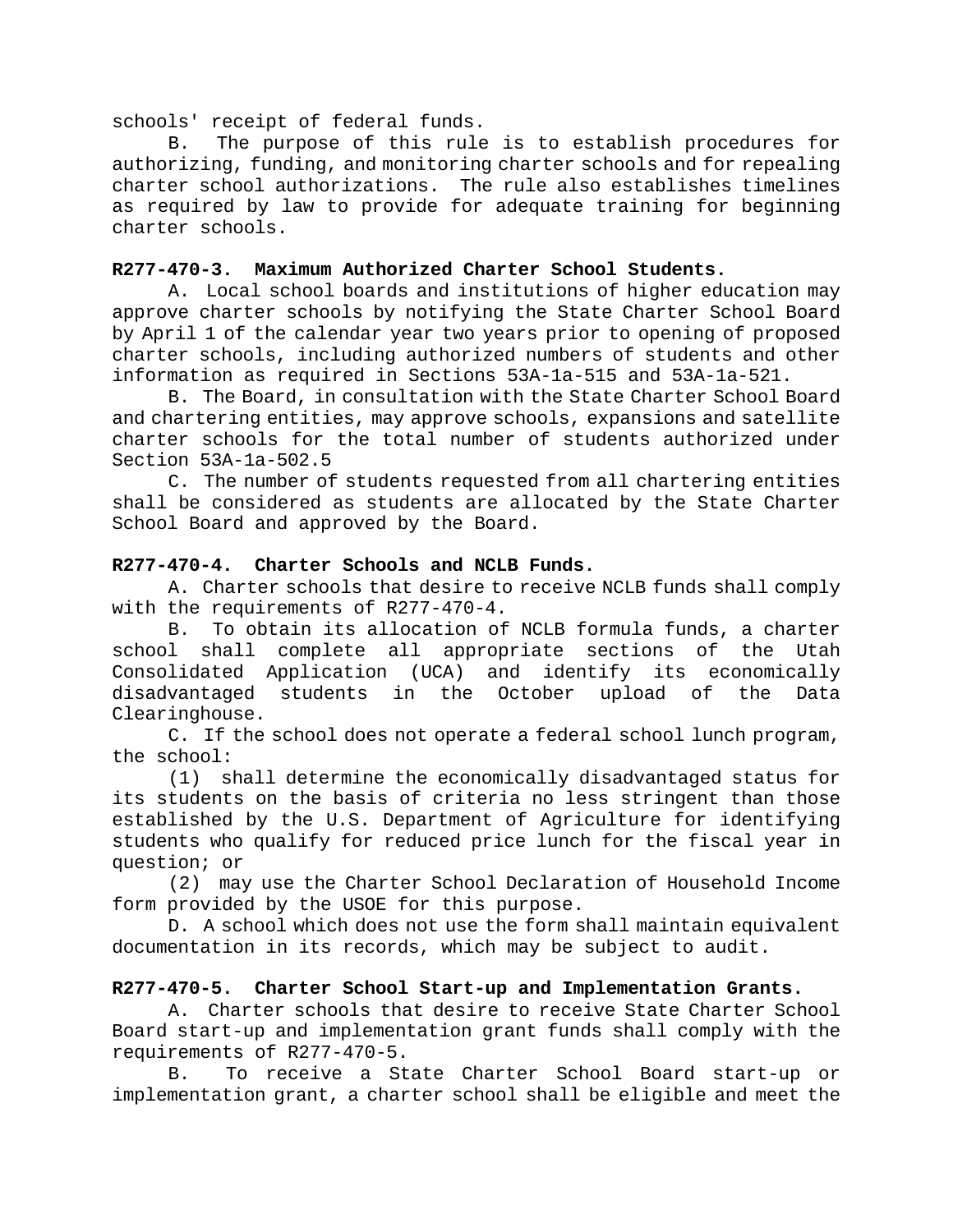schools' receipt of federal funds.

B. The purpose of this rule is to establish procedures for authorizing, funding, and monitoring charter schools and for repealing charter school authorizations. The rule also establishes timelines as required by law to provide for adequate training for beginning charter schools.

**R277-470-3. Maximum Authorized Charter School Students.**

A. Local school boards and institutions of higher education may approve charter schools by notifying the State Charter School Board by April 1 of the calendar year two years prior to opening of proposed charter schools, including authorized numbers of students and other information as required in Sections 53A-1a-515 and 53A-1a-521.

B. The Board, in consultation with the State Charter School Board and chartering entities, may approve schools, expansions and satellite charter schools for the total number of students authorized under Section 53A-1a-502.5

C. The number of students requested from all chartering entities shall be considered as students are allocated by the State Charter School Board and approved by the Board.

**R277-470-4. Charter Schools and NCLB Funds.**

A. Charter schools that desire to receive NCLB funds shall comply with the requirements of R277-470-4.

B. To obtain its allocation of NCLB formula funds, a charter school shall complete all appropriate sections of the Utah Consolidated Application (UCA) and identify its economically disadvantaged students in the October upload of the Data Clearinghouse.

C. If the school does not operate a federal school lunch program, the school:

(1) shall determine the economically disadvantaged status for its students on the basis of criteria no less stringent than those established by the U.S. Department of Agriculture for identifying students who qualify for reduced price lunch for the fiscal year in question; or

(2) may use the Charter School Declaration of Household Income form provided by the USOE for this purpose.

D. A school which does not use the form shall maintain equivalent documentation in its records, which may be subject to audit.

**R277-470-5. Charter School Start-up and Implementation Grants.**

A. Charter schools that desire to receive State Charter School Board start-up and implementation grant funds shall comply with the requirements of R277-470-5.

B. To receive a State Charter School Board start-up or implementation grant, a charter school shall be eligible and meet the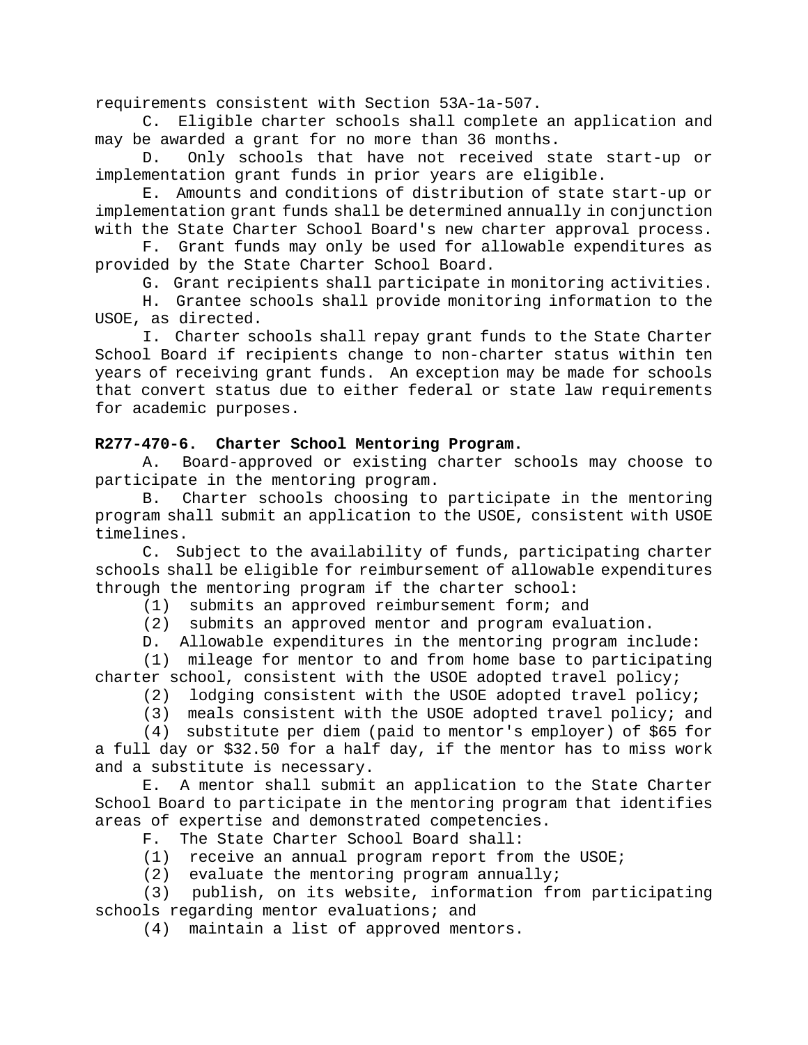requirements consistent with Section 53A-1a-507.

C. Eligible charter schools shall complete an application and may be awarded a grant for no more than 36 months.

D. Only schools that have not received state start-up or implementation grant funds in prior years are eligible.

E. Amounts and conditions of distribution of state start-up or implementation grant funds shall be determined annually in conjunction with the State Charter School Board's new charter approval process.

F. Grant funds may only be used for allowable expenditures as provided by the State Charter School Board.

G. Grant recipients shall participate in monitoring activities.

H. Grantee schools shall provide monitoring information to the USOE, as directed.

I. Charter schools shall repay grant funds to the State Charter School Board if recipients change to non-charter status within ten years of receiving grant funds. An exception may be made for schools that convert status due to either federal or state law requirements for academic purposes.

**R277-470-6. Charter School Mentoring Program.**

A. Board-approved or existing charter schools may choose to participate in the mentoring program.

B. Charter schools choosing to participate in the mentoring program shall submit an application to the USOE, consistent with USOE timelines.

C. Subject to the availability of funds, participating charter schools shall be eligible for reimbursement of allowable expenditures through the mentoring program if the charter school:

(1) submits an approved reimbursement form; and

(2) submits an approved mentor and program evaluation.

D. Allowable expenditures in the mentoring program include:

(1) mileage for mentor to and from home base to participating charter school, consistent with the USOE adopted travel policy;

(2) lodging consistent with the USOE adopted travel policy;

(3) meals consistent with the USOE adopted travel policy; and

(4) substitute per diem (paid to mentor's employer) of $65 for a full day or $32.50 for a half day, if the mentor has to miss work and a substitute is necessary.

E. A mentor shall submit an application to the State Charter School Board to participate in the mentoring program that identifies areas of expertise and demonstrated competencies.

F. The State Charter School Board shall:

(1) receive an annual program report from the USOE;

(2) evaluate the mentoring program annually;

(3) publish, on its website, information from participating schools regarding mentor evaluations; and

(4) maintain a list of approved mentors.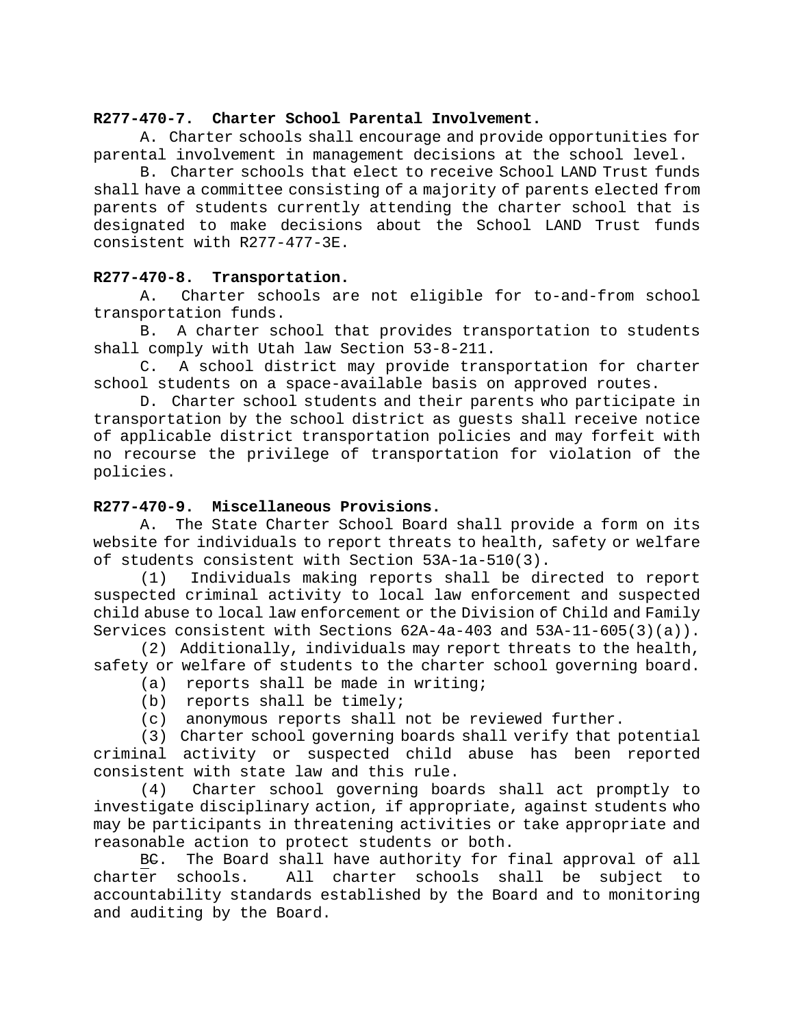**R277-470-7. Charter School Parental Involvement.**

A. Charter schools shall encourage and provide opportunities for parental involvement in management decisions at the school level.

B. Charter schools that elect to receive School LAND Trust funds shall have a committee consisting of a majority of parents elected from parents of students currently attending the charter school that is designated to make decisions about the School LAND Trust funds consistent with R277-477-3E.

**R277-470-8. Transportation.**

A. Charter schools are not eligible for to-and-from school transportation funds.

B. A charter school that provides transportation to students shall comply with Utah law Section 53-8-211.

C. A school district may provide transportation for charter school students on a space-available basis on approved routes.

D. Charter school students and their parents who participate in transportation by the school district as guests shall receive notice of applicable district transportation policies and may forfeit with no recourse the privilege of transportation for violation of the policies.

**R277-470-9. Miscellaneous Provisions.**

A. The State Charter School Board shall provide a form on its website for individuals to report threats to health, safety or welfare of students consistent with Section 53A-1a-510(3).

(1) Individuals making reports shall be directed to report suspected criminal activity to local law enforcement and suspected child abuse to local law enforcement or the Division of Child and Family Services consistent with Sections 62A-4a-403 and 53A-11-605(3)(a)).

(2) Additionally, individuals may report threats to the health, safety or welfare of students to the charter school governing board.

(a) reports shall be made in writing;

(b) reports shall be timely;

(c) anonymous reports shall not be reviewed further.

(3) Charter school governing boards shall verify that potential criminal activity or suspected child abuse has been reported consistent with state law and this rule.

(4) Charter school governing boards shall act promptly to investigate disciplinary action, if appropriate, against students who may be participants in threatening activities or take appropriate and reasonable action to protect students or both.

B~~C~~. The Board shall have authority for final approval of all charter schools. All charter schools shall be subject to accountability standards established by the Board and to monitoring and auditing by the Board.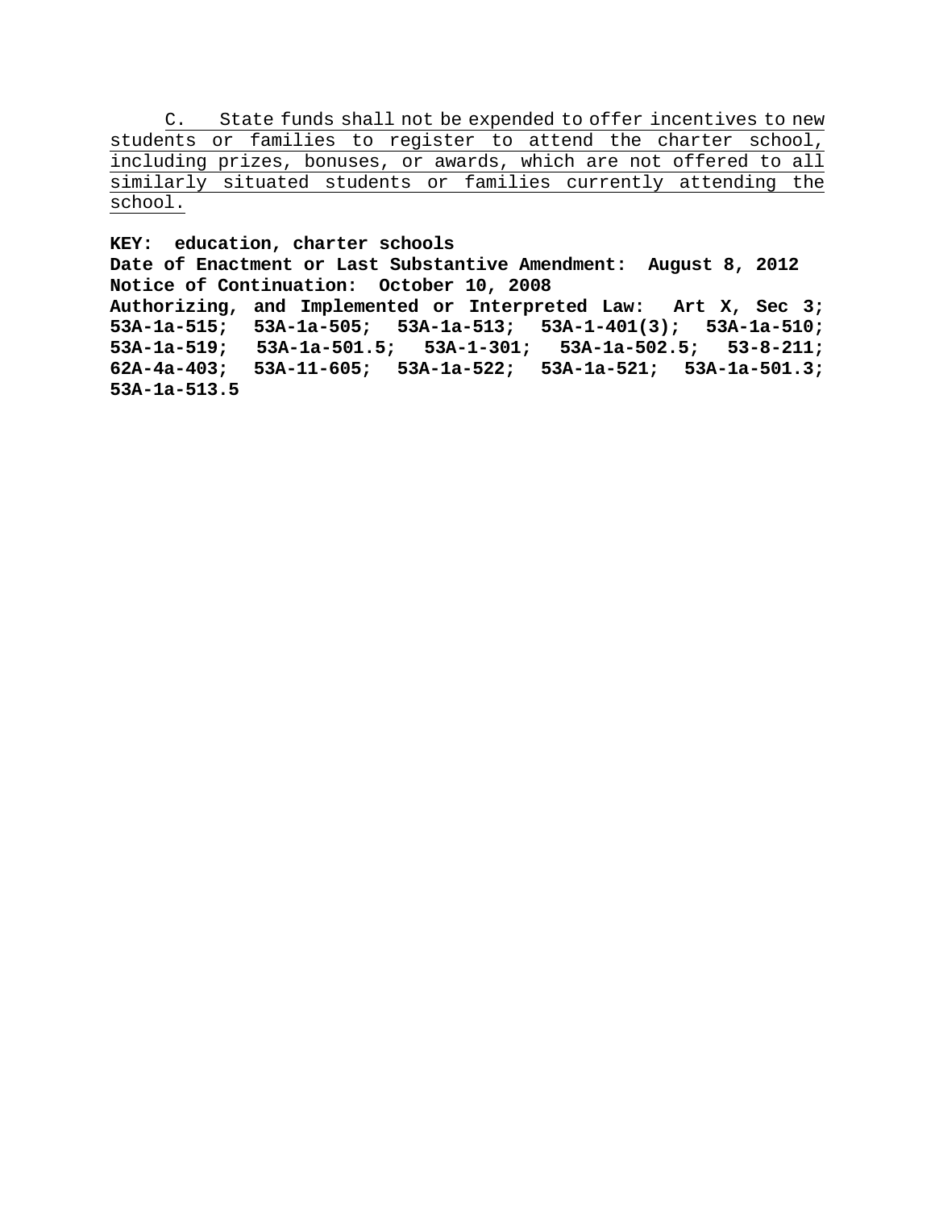C. State funds shall not be expended to offer incentives to new students or families to register to attend the charter school, including prizes, bonuses, or awards, which are not offered to all similarly situated students or families currently attending the school.

**KEY: education, charter schools**
**Date of Enactment or Last Substantive Amendment: August 8, 2012**
**Notice of Continuation: October 10, 2008**
**Authorizing, and Implemented or Interpreted Law: Art X, Sec 3; 53A-1a-515; 53A-1a-505; 53A-1a-513; 53A-1-401(3); 53A-1a-510; 53A-1a-519; 53A-1a-501.5; 53A-1-301; 53A-1a-502.5; 53-8-211; 62A-4a-403; 53A-11-605; 53A-1a-522; 53A-1a-521; 53A-1a-501.3; 53A-1a-513.5**